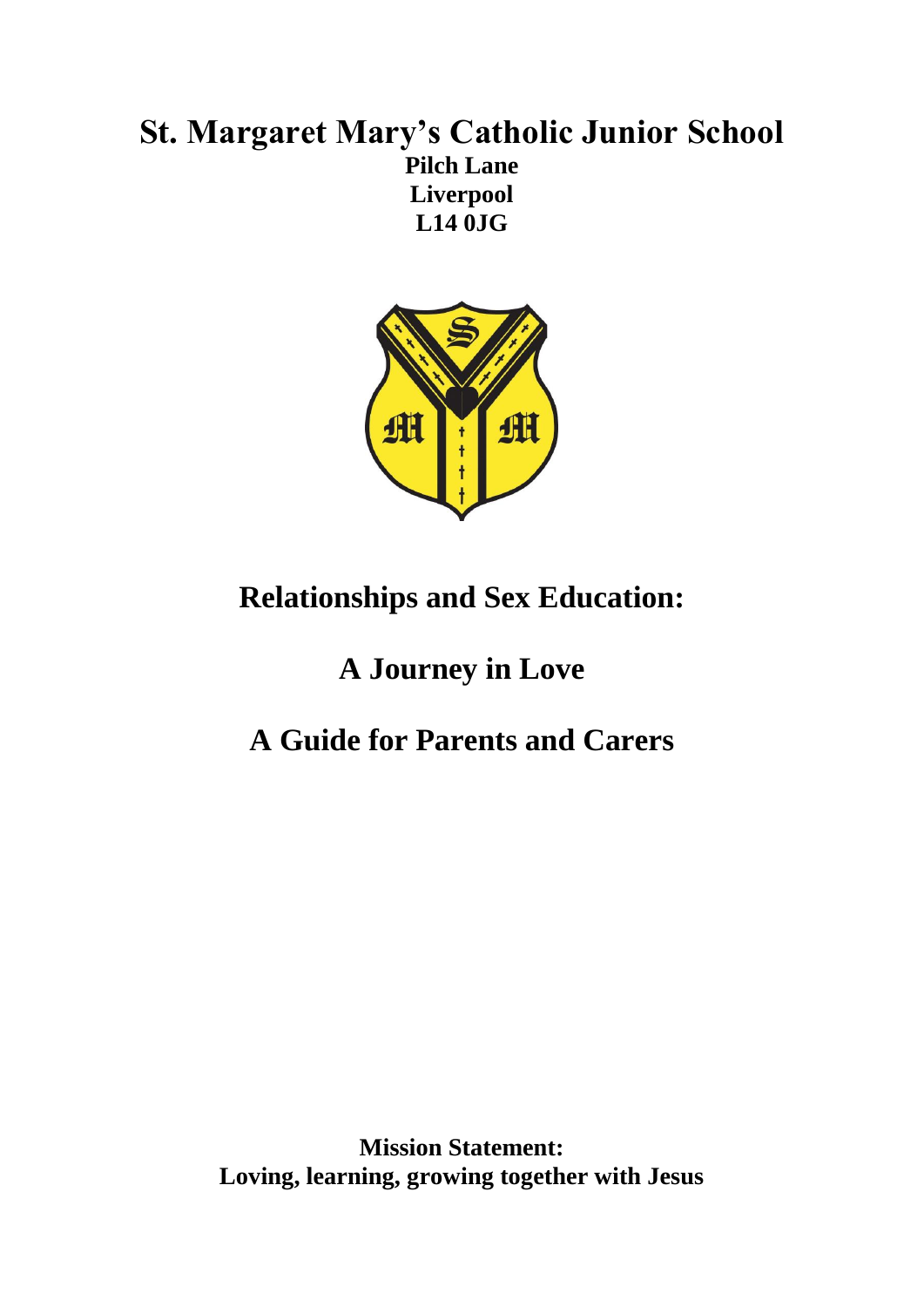# St. Margaret Mary's Catholic Junior School

**Pilch Lane**
**Liverpool**
**L14 0JG**

## Relationships and Sex Education:

## A Journey in Love

## A Guide for Parents and Carers

**Mission Statement:**
**Loving, learning, growing together with Jesus**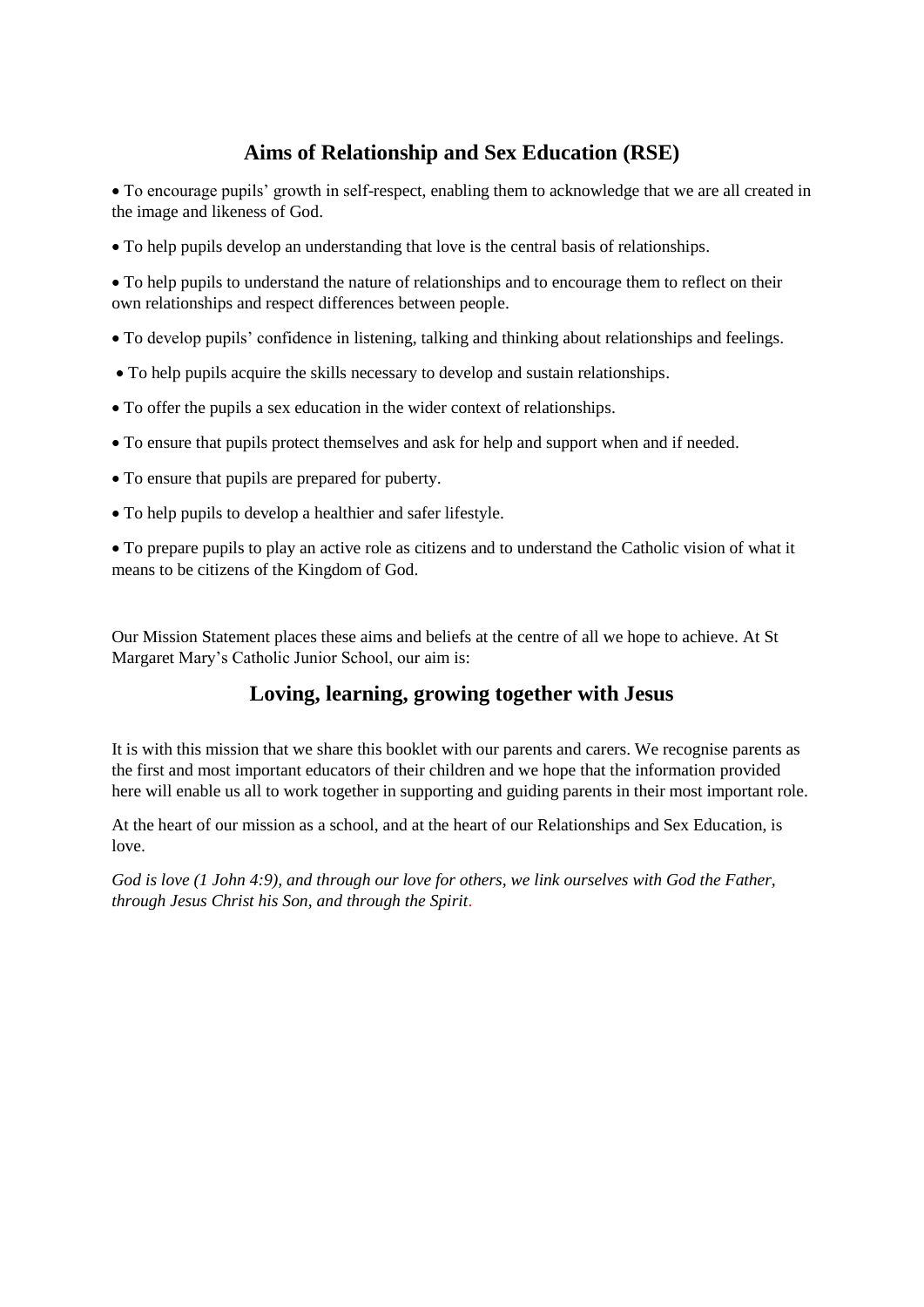## Aims of Relationship and Sex Education (RSE)

- To encourage pupils' growth in self-respect, enabling them to acknowledge that we are all created in the image and likeness of God.
- To help pupils develop an understanding that love is the central basis of relationships.
- To help pupils to understand the nature of relationships and to encourage them to reflect on their own relationships and respect differences between people.
- To develop pupils' confidence in listening, talking and thinking about relationships and feelings.
- To help pupils acquire the skills necessary to develop and sustain relationships.
- To offer the pupils a sex education in the wider context of relationships.
- To ensure that pupils protect themselves and ask for help and support when and if needed.
- To ensure that pupils are prepared for puberty.
- To help pupils to develop a healthier and safer lifestyle.
- To prepare pupils to play an active role as citizens and to understand the Catholic vision of what it means to be citizens of the Kingdom of God.

Our Mission Statement places these aims and beliefs at the centre of all we hope to achieve. At St Margaret Mary's Catholic Junior School, our aim is:

## Loving, learning, growing together with Jesus

It is with this mission that we share this booklet with our parents and carers. We recognise parents as the first and most important educators of their children and we hope that the information provided here will enable us all to work together in supporting and guiding parents in their most important role.

At the heart of our mission as a school, and at the heart of our Relationships and Sex Education, is love.

*God is love (1 John 4:9), and through our love for others, we link ourselves with God the Father, through Jesus Christ his Son, and through the Spirit.*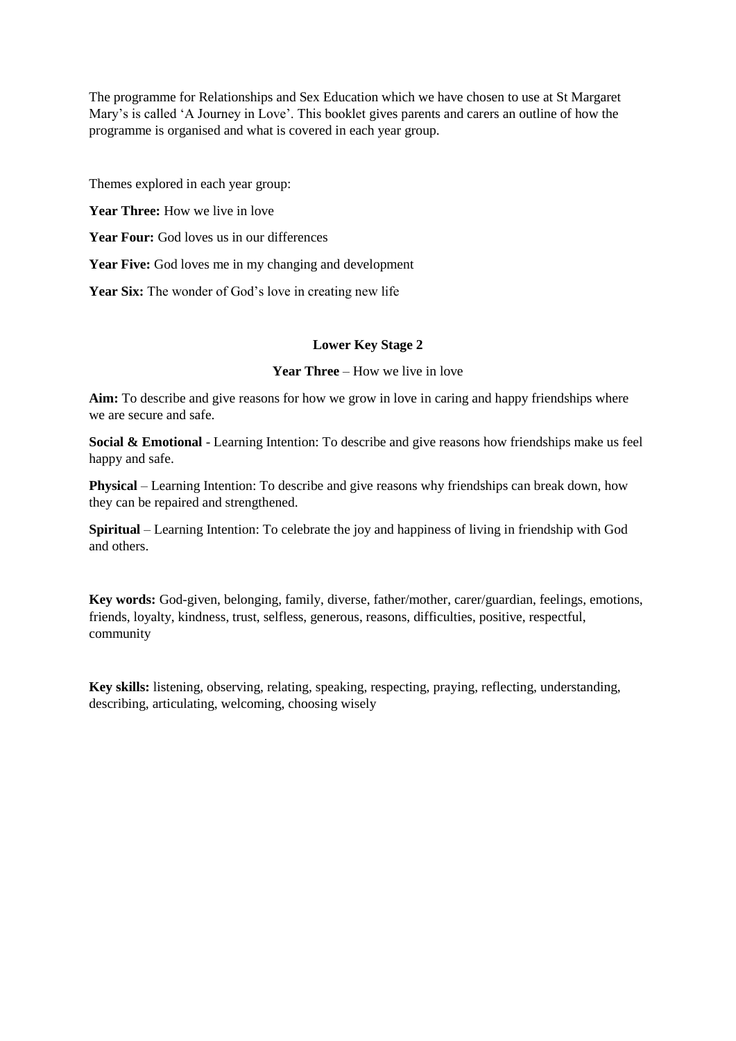The programme for Relationships and Sex Education which we have chosen to use at St Margaret Mary's is called 'A Journey in Love'. This booklet gives parents and carers an outline of how the programme is organised and what is covered in each year group.

Themes explored in each year group:

**Year Three:** How we live in love

**Year Four:** God loves us in our differences

**Year Five:** God loves me in my changing and development

**Year Six:** The wonder of God's love in creating new life

## Lower Key Stage 2

### Year Three – How we live in love

**Aim:** To describe and give reasons for how we grow in love in caring and happy friendships where we are secure and safe.

**Social & Emotional** - Learning Intention: To describe and give reasons how friendships make us feel happy and safe.

**Physical** – Learning Intention: To describe and give reasons why friendships can break down, how they can be repaired and strengthened.

**Spiritual** – Learning Intention: To celebrate the joy and happiness of living in friendship with God and others.

**Key words:** God-given, belonging, family, diverse, father/mother, carer/guardian, feelings, emotions, friends, loyalty, kindness, trust, selfless, generous, reasons, difficulties, positive, respectful, community

**Key skills:** listening, observing, relating, speaking, respecting, praying, reflecting, understanding, describing, articulating, welcoming, choosing wisely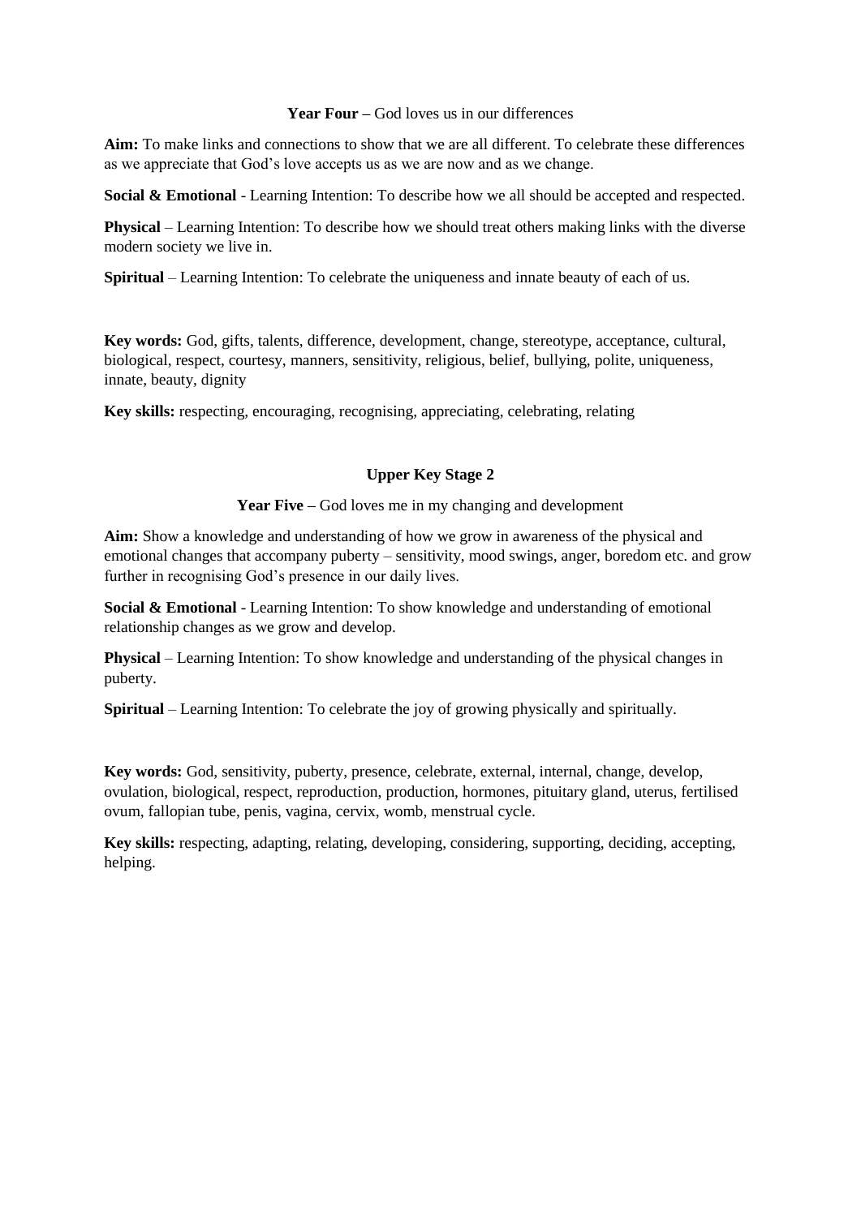**Year Four –** God loves us in our differences

**Aim:** To make links and connections to show that we are all different. To celebrate these differences as we appreciate that God's love accepts us as we are now and as we change.

**Social & Emotional** - Learning Intention: To describe how we all should be accepted and respected.

**Physical** – Learning Intention: To describe how we should treat others making links with the diverse modern society we live in.

**Spiritual** – Learning Intention: To celebrate the uniqueness and innate beauty of each of us.

**Key words:** God, gifts, talents, difference, development, change, stereotype, acceptance, cultural, biological, respect, courtesy, manners, sensitivity, religious, belief, bullying, polite, uniqueness, innate, beauty, dignity

**Key skills:** respecting, encouraging, recognising, appreciating, celebrating, relating

## Upper Key Stage 2

**Year Five –** God loves me in my changing and development

**Aim:** Show a knowledge and understanding of how we grow in awareness of the physical and emotional changes that accompany puberty – sensitivity, mood swings, anger, boredom etc. and grow further in recognising God's presence in our daily lives.

**Social & Emotional** - Learning Intention: To show knowledge and understanding of emotional relationship changes as we grow and develop.

**Physical** – Learning Intention: To show knowledge and understanding of the physical changes in puberty.

**Spiritual** – Learning Intention: To celebrate the joy of growing physically and spiritually.

**Key words:** God, sensitivity, puberty, presence, celebrate, external, internal, change, develop, ovulation, biological, respect, reproduction, production, hormones, pituitary gland, uterus, fertilised ovum, fallopian tube, penis, vagina, cervix, womb, menstrual cycle.

**Key skills:** respecting, adapting, relating, developing, considering, supporting, deciding, accepting, helping.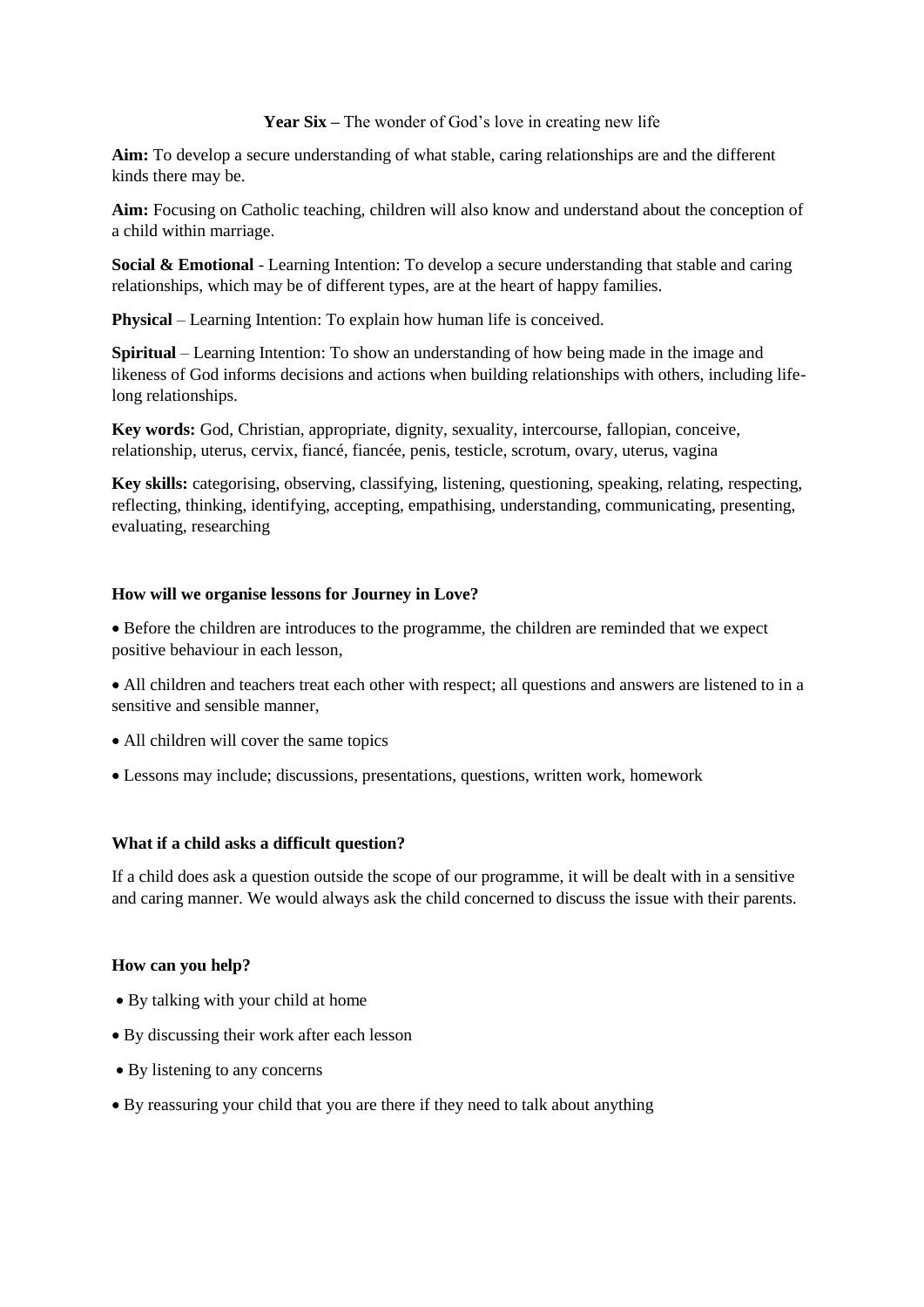**Year Six –** The wonder of God's love in creating new life

**Aim:** To develop a secure understanding of what stable, caring relationships are and the different kinds there may be.

**Aim:** Focusing on Catholic teaching, children will also know and understand about the conception of a child within marriage.

**Social & Emotional** - Learning Intention: To develop a secure understanding that stable and caring relationships, which may be of different types, are at the heart of happy families.

**Physical** – Learning Intention: To explain how human life is conceived.

**Spiritual** – Learning Intention: To show an understanding of how being made in the image and likeness of God informs decisions and actions when building relationships with others, including life-long relationships.

**Key words:** God, Christian, appropriate, dignity, sexuality, intercourse, fallopian, conceive, relationship, uterus, cervix, fiancé, fiancée, penis, testicle, scrotum, ovary, uterus, vagina

**Key skills:** categorising, observing, classifying, listening, questioning, speaking, relating, respecting, reflecting, thinking, identifying, accepting, empathising, understanding, communicating, presenting, evaluating, researching

**How will we organise lessons for Journey in Love?**

- Before the children are introduces to the programme, the children are reminded that we expect positive behaviour in each lesson,
- All children and teachers treat each other with respect; all questions and answers are listened to in a sensitive and sensible manner,
- All children will cover the same topics
- Lessons may include; discussions, presentations, questions, written work, homework

**What if a child asks a difficult question?**

If a child does ask a question outside the scope of our programme, it will be dealt with in a sensitive and caring manner. We would always ask the child concerned to discuss the issue with their parents.

**How can you help?**

- By talking with your child at home
- By discussing their work after each lesson
- By listening to any concerns
- By reassuring your child that you are there if they need to talk about anything